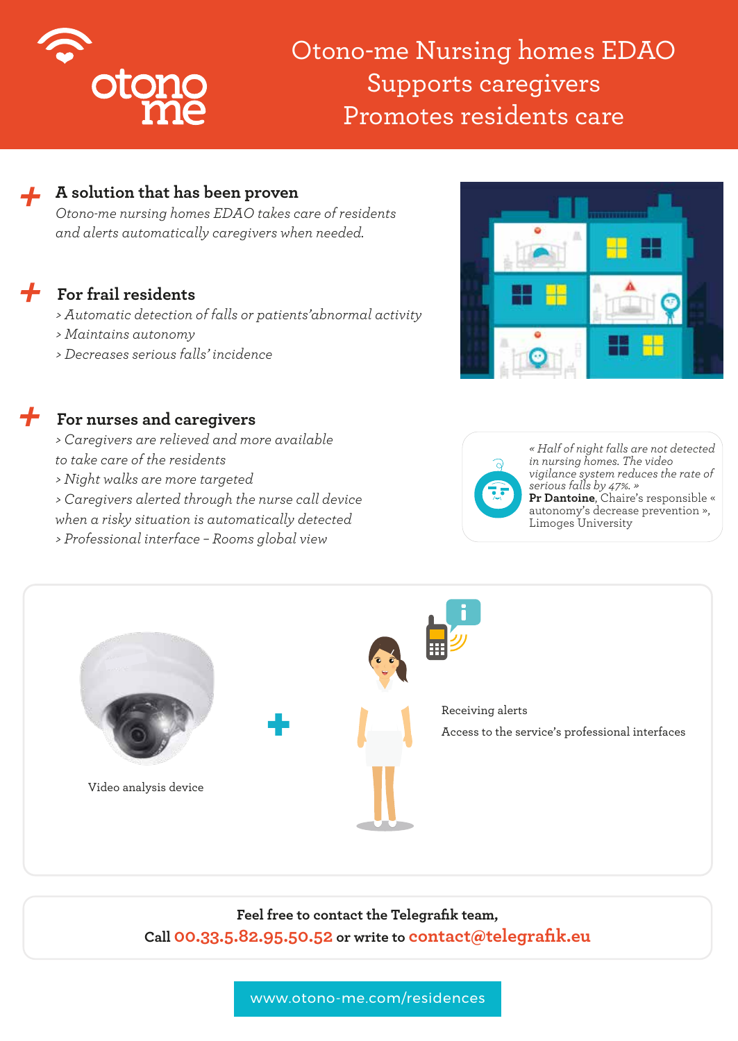# Otono-me Nursing homes EDAO
Supports caregivers
Promotes residents care

## A solution that has been proven

*Otono-me nursing homes EDAO takes care of residents and alerts automatically caregivers when needed.*

## For frail residents

*> Automatic detection of falls or patients'abnormal activity*
*> Maintains autonomy*
*> Decreases serious falls' incidence*

## For nurses and caregivers

*> Caregivers are relieved and more available to take care of the residents*
*> Night walks are more targeted*
*> Caregivers alerted through the nurse call device when a risky situation is automatically detected*
*> Professional interface – Rooms global view*

*« Half of night falls are not detected in nursing homes. The video vigilance system reduces the rate of serious falls by 47%. »*
**Pr Dantoine**, Chaire's responsible « autonomy's decrease prevention », Limoges University

Video analysis device

Receiving alerts

Access to the service's professional interfaces

**Feel free to contact the Telegrafik team,**
**Call 00.33.5.82.95.50.52 or write to contact@telegrafik.eu**

www.otono-me.com/residences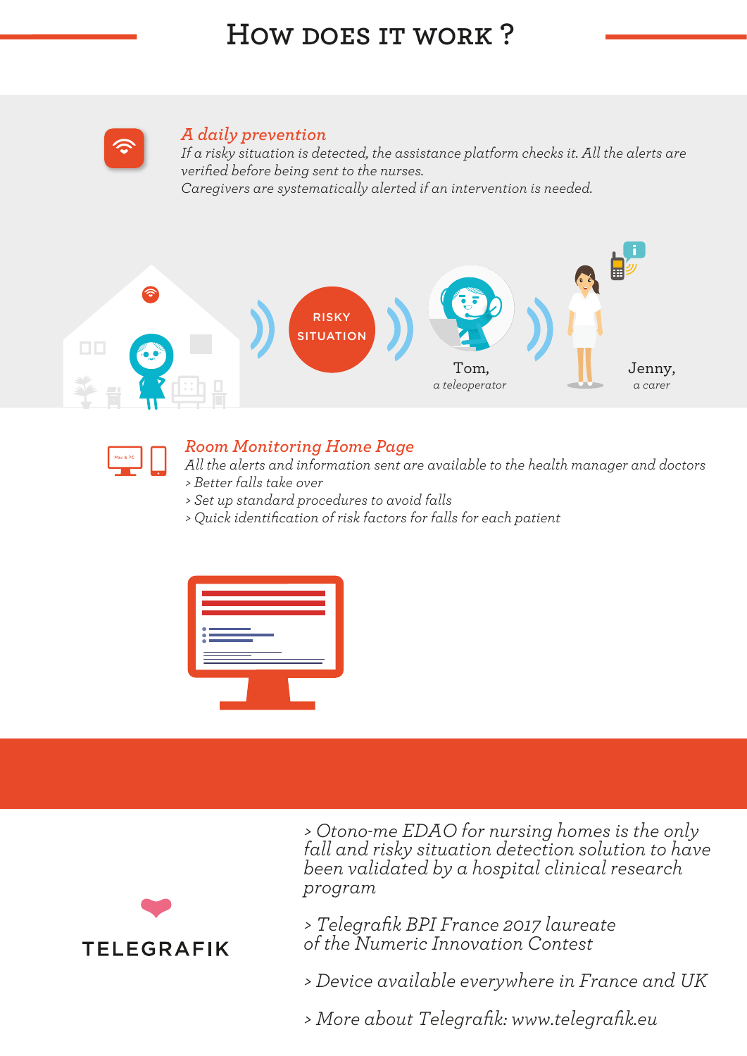# How does it work ?

## *A daily prevention*

*If a risky situation is detected, the assistance platform checks it. All the alerts are verified before being sent to the nurses.*
*Caregivers are systematically alerted if an intervention is needed.*

RISKY SITUATION

Tom,
*a teleoperator*

Jenny,
*a carer*

## *Room Monitoring Home Page*

*All the alerts and information sent are available to the health manager and doctors*
*> Better falls take over*
*> Set up standard procedures to avoid falls*
*> Quick identification of risk factors for falls for each patient*

TELEGRAFIK

*> Otono-me EDAO for nursing homes is the only fall and risky situation detection solution to have been validated by a hospital clinical research program*

*> Telegrafik BPI France 2017 laureate of the Numeric Innovation Contest*

*> Device available everywhere in France and UK*

*> More about Telegrafik: www.telegrafik.eu*